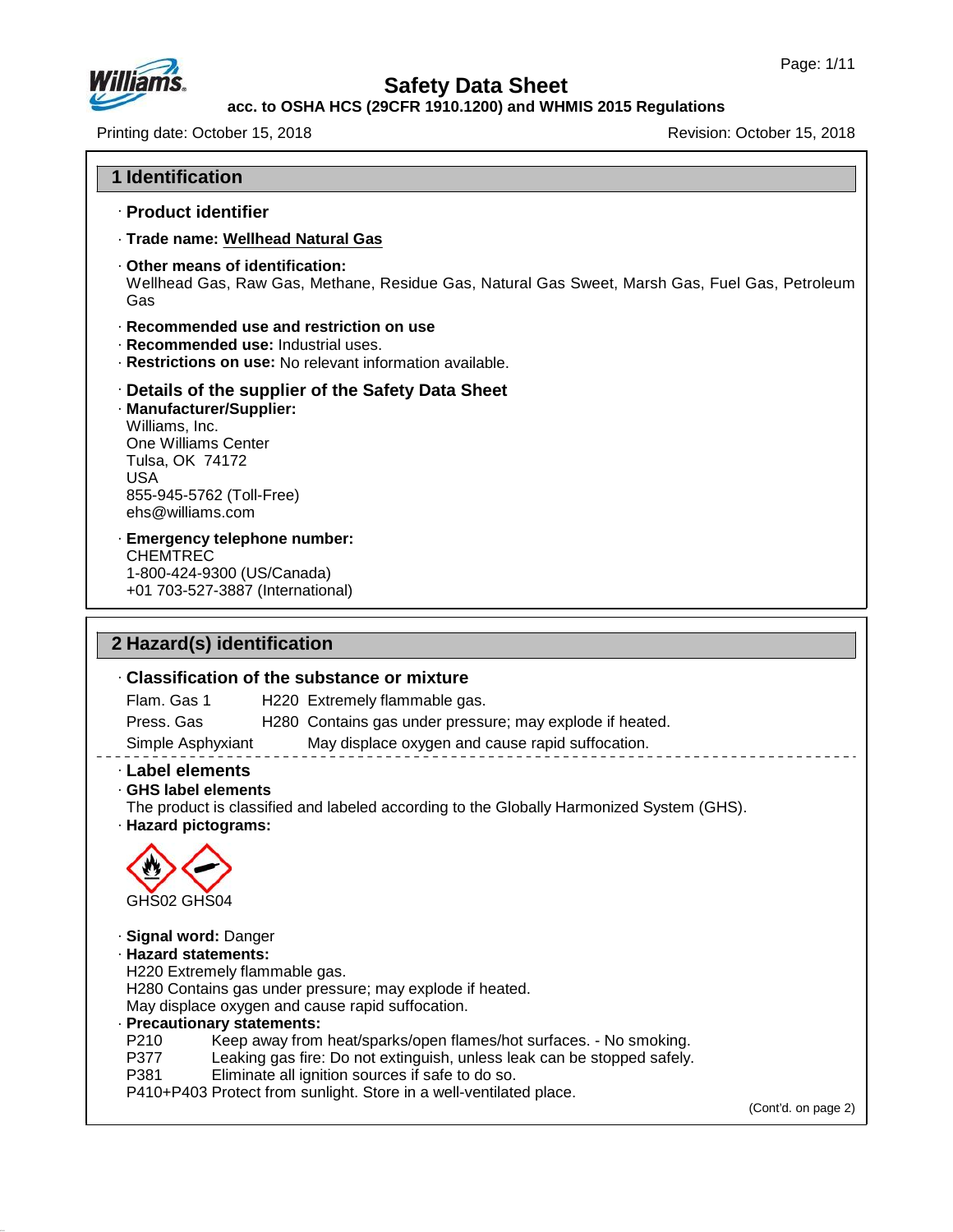# Safety Data Sheet

**acc. to OSHA HCS (29CFR 1910.1200) and WHMIS 2015 Regulations**

Printing date: October 15, 2018 — Revision: October 15, 2018

## 1 Identification

· **Product identifier**

· **Trade name: Wellhead Natural Gas**

· **Other means of identification:**
Wellhead Gas, Raw Gas, Methane, Residue Gas, Natural Gas Sweet, Marsh Gas, Fuel Gas, Petroleum Gas

· **Recommended use and restriction on use**
· **Recommended use:** Industrial uses.
· **Restrictions on use:** No relevant information available.

· **Details of the supplier of the Safety Data Sheet**
· **Manufacturer/Supplier:**
Williams, Inc.
One Williams Center
Tulsa, OK 74172
USA
855-945-5762 (Toll-Free)
ehs@williams.com

· **Emergency telephone number:**
CHEMTREC
1-800-424-9300 (US/Canada)
+01 703-527-3887 (International)

## 2 Hazard(s) identification

· **Classification of the substance or mixture**

| | | |
|---|---|---|
| Flam. Gas 1 | H220 | Extremely flammable gas. |
| Press. Gas | H280 | Contains gas under pressure; may explode if heated. |
| Simple Asphyxiant | | May displace oxygen and cause rapid suffocation. |

· **Label elements**
· **GHS label elements**
The product is classified and labeled according to the Globally Harmonized System (GHS).
· **Hazard pictograms:**

GHS02 GHS04

· **Signal word:** Danger
· **Hazard statements:**
H220 Extremely flammable gas.
H280 Contains gas under pressure; may explode if heated.
May displace oxygen and cause rapid suffocation.
· **Precautionary statements:**

| | |
|---|---|
| P210 | Keep away from heat/sparks/open flames/hot surfaces. - No smoking. |
| P377 | Leaking gas fire: Do not extinguish, unless leak can be stopped safely. |
| P381 | Eliminate all ignition sources if safe to do so. |
| P410+P403 | Protect from sunlight. Store in a well-ventilated place. |

(Cont'd. on page 2)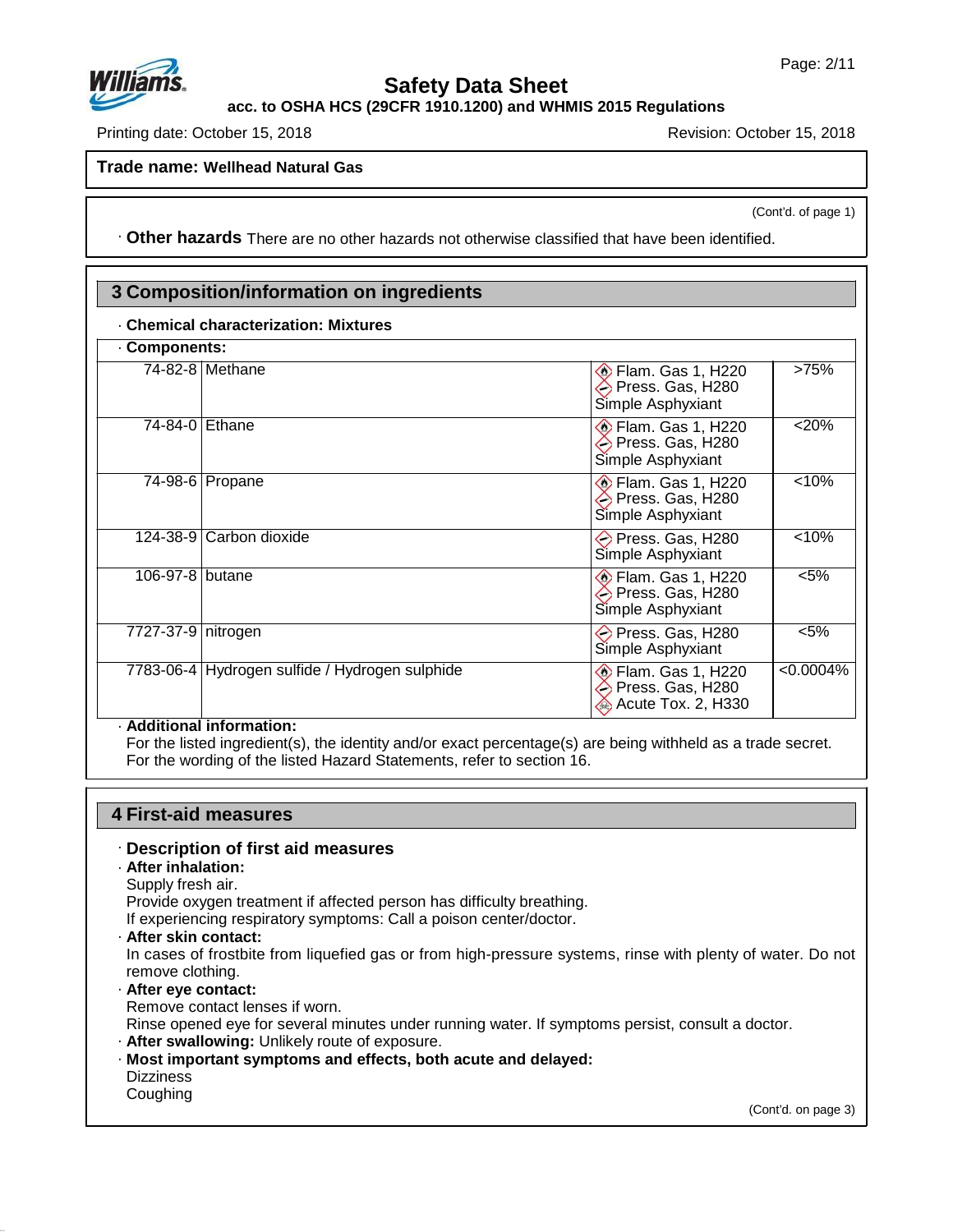**Trade name: Wellhead Natural Gas**

(Cont'd. of page 1)

· **Other hazards** There are no other hazards not otherwise classified that have been identified.

## 3 Composition/information on ingredients

· **Chemical characterization: Mixtures**

· **Components:**

| CAS | Name | Classification | Concentration |
|---|---|---|---|
| 74-82-8 | Methane | Flam. Gas 1, H220<br>Press. Gas, H280<br>Simple Asphyxiant | >75% |
| 74-84-0 | Ethane | Flam. Gas 1, H220<br>Press. Gas, H280<br>Simple Asphyxiant | <20% |
| 74-98-6 | Propane | Flam. Gas 1, H220<br>Press. Gas, H280<br>Simple Asphyxiant | <10% |
| 124-38-9 | Carbon dioxide | Press. Gas, H280<br>Simple Asphyxiant | <10% |
| 106-97-8 | butane | Flam. Gas 1, H220<br>Press. Gas, H280<br>Simple Asphyxiant | <5% |
| 7727-37-9 | nitrogen | Press. Gas, H280<br>Simple Asphyxiant | <5% |
| 7783-06-4 | Hydrogen sulfide / Hydrogen sulphide | Flam. Gas 1, H220<br>Press. Gas, H280<br>Acute Tox. 2, H330 | <0.0004% |

· **Additional information:**

For the listed ingredient(s), the identity and/or exact percentage(s) are being withheld as a trade secret.
For the wording of the listed Hazard Statements, refer to section 16.

## 4 First-aid measures

· **Description of first aid measures**

· **After inhalation:**

Supply fresh air.
Provide oxygen treatment if affected person has difficulty breathing.
If experiencing respiratory symptoms: Call a poison center/doctor.

· **After skin contact:**

In cases of frostbite from liquefied gas or from high-pressure systems, rinse with plenty of water. Do not remove clothing.

· **After eye contact:**

Remove contact lenses if worn.
Rinse opened eye for several minutes under running water. If symptoms persist, consult a doctor.

· **After swallowing:** Unlikely route of exposure.

· **Most important symptoms and effects, both acute and delayed:**

Dizziness
Coughing

(Cont'd. on page 3)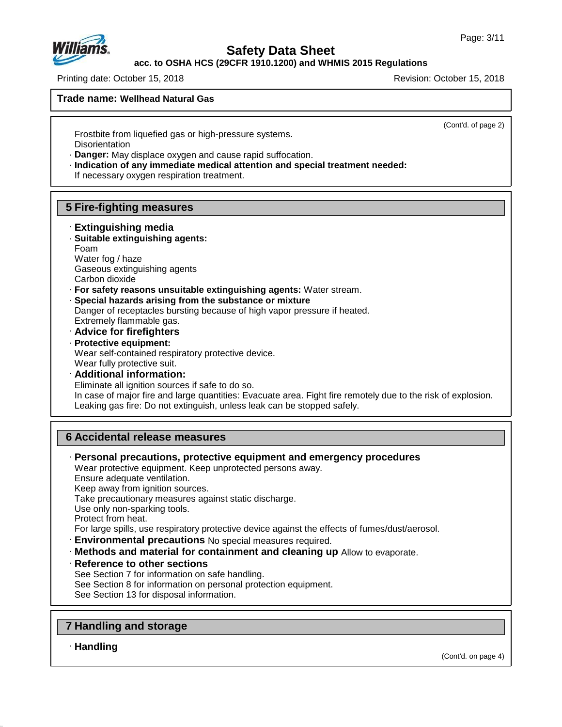**Trade name: Wellhead Natural Gas**

(Cont'd. of page 2)

Frostbite from liquefied gas or high-pressure systems.
Disorientation

· **Danger:** May displace oxygen and cause rapid suffocation.
· **Indication of any immediate medical attention and special treatment needed:**
If necessary oxygen respiration treatment.

## 5 Fire-fighting measures

· **Extinguishing media**
· **Suitable extinguishing agents:**
Foam
Water fog / haze
Gaseous extinguishing agents
Carbon dioxide
· **For safety reasons unsuitable extinguishing agents:** Water stream.
· **Special hazards arising from the substance or mixture**
Danger of receptacles bursting because of high vapor pressure if heated.
Extremely flammable gas.
· **Advice for firefighters**
· **Protective equipment:**
Wear self-contained respiratory protective device.
Wear fully protective suit.
· **Additional information:**
Eliminate all ignition sources if safe to do so.
In case of major fire and large quantities: Evacuate area. Fight fire remotely due to the risk of explosion.
Leaking gas fire: Do not extinguish, unless leak can be stopped safely.

## 6 Accidental release measures

· **Personal precautions, protective equipment and emergency procedures**
Wear protective equipment. Keep unprotected persons away.
Ensure adequate ventilation.
Keep away from ignition sources.
Take precautionary measures against static discharge.
Use only non-sparking tools.
Protect from heat.
For large spills, use respiratory protective device against the effects of fumes/dust/aerosol.
· **Environmental precautions** No special measures required.
· **Methods and material for containment and cleaning up** Allow to evaporate.
· **Reference to other sections**
See Section 7 for information on safe handling.
See Section 8 for information on personal protection equipment.
See Section 13 for disposal information.

## 7 Handling and storage

· **Handling**

(Cont'd. on page 4)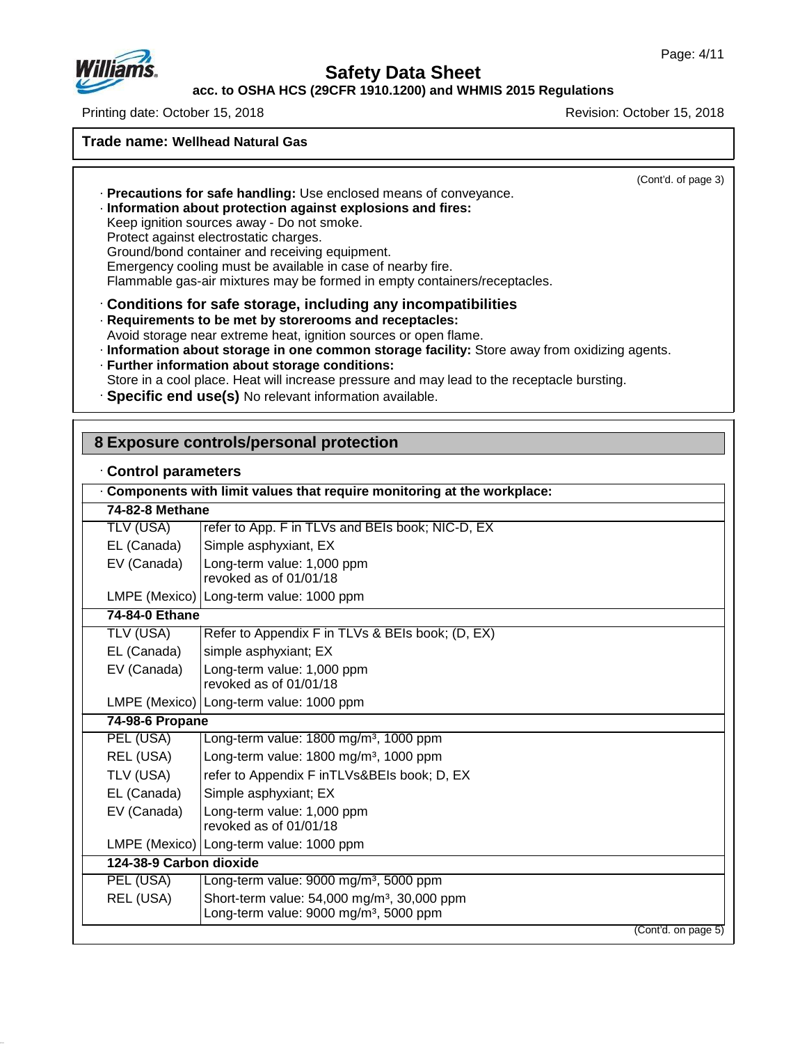**Trade name: Wellhead Natural Gas**

(Cont'd. of page 3)

· **Precautions for safe handling:** Use enclosed means of conveyance.
· **Information about protection against explosions and fires:**
Keep ignition sources away - Do not smoke.
Protect against electrostatic charges.
Ground/bond container and receiving equipment.
Emergency cooling must be available in case of nearby fire.
Flammable gas-air mixtures may be formed in empty containers/receptacles.

· **Conditions for safe storage, including any incompatibilities**
· **Requirements to be met by storerooms and receptacles:**
Avoid storage near extreme heat, ignition sources or open flame.
· **Information about storage in one common storage facility:** Store away from oxidizing agents.
· **Further information about storage conditions:**
Store in a cool place. Heat will increase pressure and may lead to the receptacle bursting.
· **Specific end use(s)** No relevant information available.

## 8 Exposure controls/personal protection

· **Control parameters**

· **Components with limit values that require monitoring at the workplace:**

| | |
|---|---|
| **74-82-8 Methane** | |
| TLV (USA) | refer to App. F in TLVs and BEIs book; NIC-D, EX |
| EL (Canada) | Simple asphyxiant, EX |
| EV (Canada) | Long-term value: 1,000 ppm<br>revoked as of 01/01/18 |
| LMPE (Mexico) | Long-term value: 1000 ppm |
| **74-84-0 Ethane** | |
| TLV (USA) | Refer to Appendix F in TLVs & BEIs book; (D, EX) |
| EL (Canada) | simple asphyxiant; EX |
| EV (Canada) | Long-term value: 1,000 ppm<br>revoked as of 01/01/18 |
| LMPE (Mexico) | Long-term value: 1000 ppm |
| **74-98-6 Propane** | |
| PEL (USA) | Long-term value: 1800 mg/m³, 1000 ppm |
| REL (USA) | Long-term value: 1800 mg/m³, 1000 ppm |
| TLV (USA) | refer to Appendix F inTLVs&BEIs book; D, EX |
| EL (Canada) | Simple asphyxiant; EX |
| EV (Canada) | Long-term value: 1,000 ppm<br>revoked as of 01/01/18 |
| LMPE (Mexico) | Long-term value: 1000 ppm |
| **124-38-9 Carbon dioxide** | |
| PEL (USA) | Long-term value: 9000 mg/m³, 5000 ppm |
| REL (USA) | Short-term value: 54,000 mg/m³, 30,000 ppm<br>Long-term value: 9000 mg/m³, 5000 ppm |

(Cont'd. on page 5)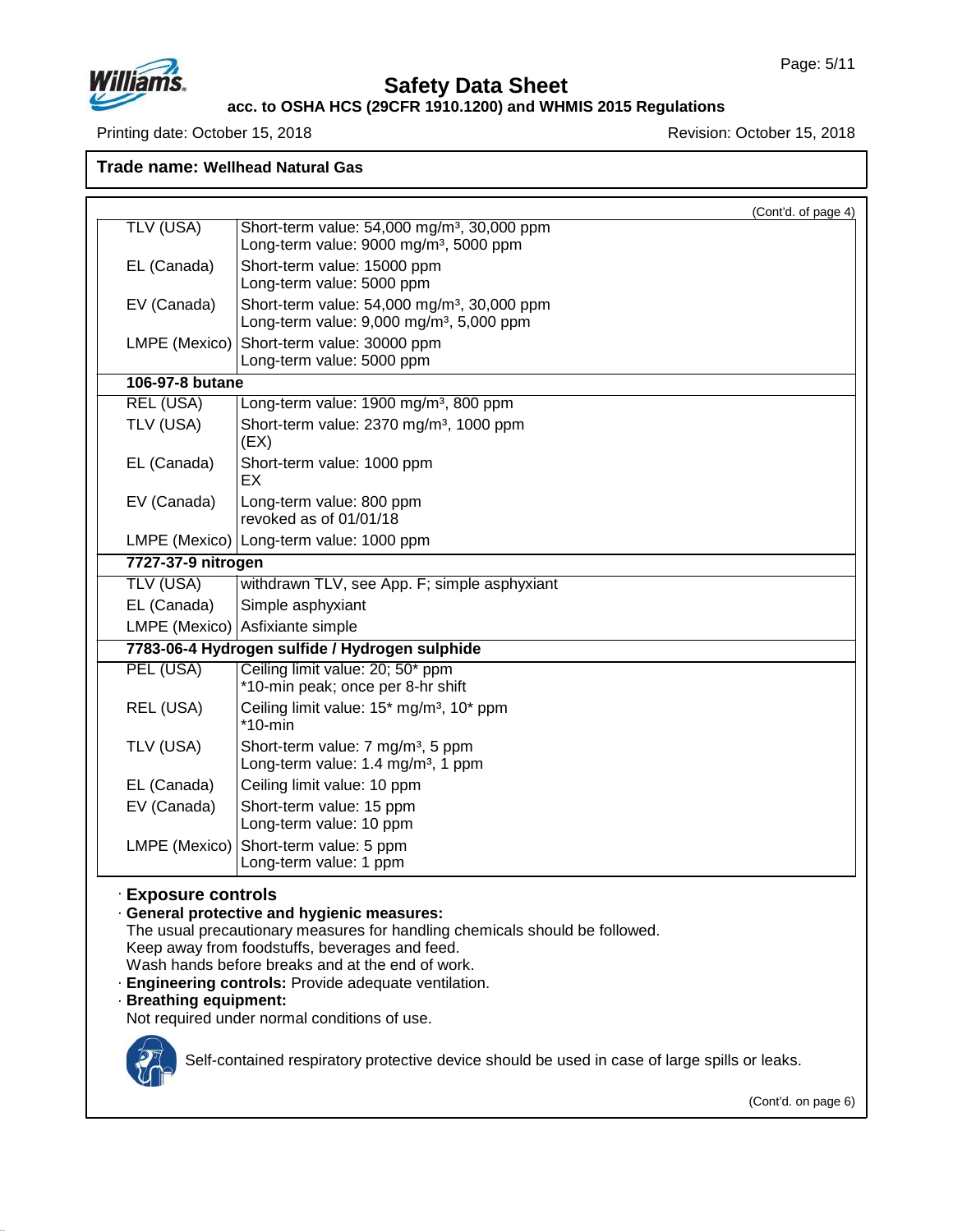Trade name: **Wellhead Natural Gas**

(Cont'd. of page 4)

| | |
|---|---|
| TLV (USA) | Short-term value: 54,000 mg/m³, 30,000 ppm<br>Long-term value: 9000 mg/m³, 5000 ppm |
| EL (Canada) | Short-term value: 15000 ppm<br>Long-term value: 5000 ppm |
| EV (Canada) | Short-term value: 54,000 mg/m³, 30,000 ppm<br>Long-term value: 9,000 mg/m³, 5,000 ppm |
| LMPE (Mexico) | Short-term value: 30000 ppm<br>Long-term value: 5000 ppm |
| **106-97-8 butane** | |
| REL (USA) | Long-term value: 1900 mg/m³, 800 ppm |
| TLV (USA) | Short-term value: 2370 mg/m³, 1000 ppm<br>(EX) |
| EL (Canada) | Short-term value: 1000 ppm<br>EX |
| EV (Canada) | Long-term value: 800 ppm<br>revoked as of 01/01/18 |
| LMPE (Mexico) | Long-term value: 1000 ppm |
| **7727-37-9 nitrogen** | |
| TLV (USA) | withdrawn TLV, see App. F; simple asphyxiant |
| EL (Canada) | Simple asphyxiant |
| LMPE (Mexico) | Asfixiante simple |
| **7783-06-4 Hydrogen sulfide / Hydrogen sulphide** | |
| PEL (USA) | Ceiling limit value: 20; 50* ppm<br>*10-min peak; once per 8-hr shift |
| REL (USA) | Ceiling limit value: 15* mg/m³, 10* ppm<br>*10-min |
| TLV (USA) | Short-term value: 7 mg/m³, 5 ppm<br>Long-term value: 1.4 mg/m³, 1 ppm |
| EL (Canada) | Ceiling limit value: 10 ppm |
| EV (Canada) | Short-term value: 15 ppm<br>Long-term value: 10 ppm |
| LMPE (Mexico) | Short-term value: 5 ppm<br>Long-term value: 1 ppm |

## · Exposure controls

· **General protective and hygienic measures:**
The usual precautionary measures for handling chemicals should be followed.
Keep away from foodstuffs, beverages and feed.
Wash hands before breaks and at the end of work.

· **Engineering controls:** Provide adequate ventilation.

· **Breathing equipment:**
Not required under normal conditions of use.

Self-contained respiratory protective device should be used in case of large spills or leaks.

(Cont'd. on page 6)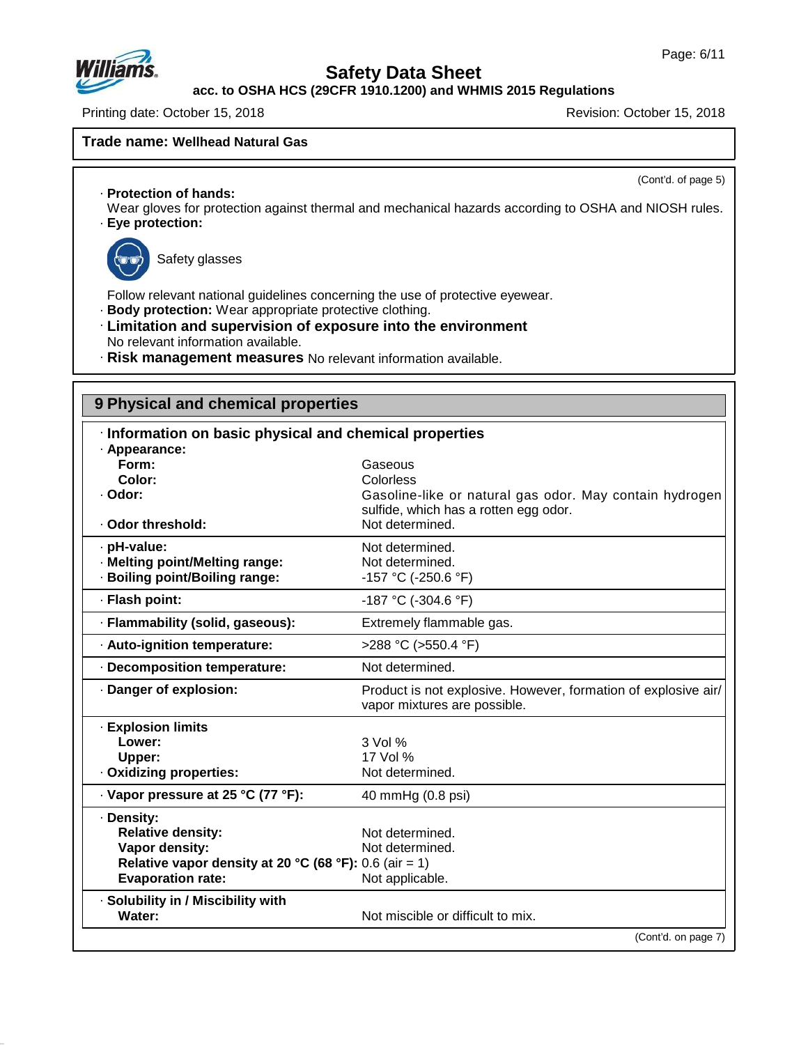# Safety Data Sheet

**acc. to OSHA HCS (29CFR 1910.1200) and WHMIS 2015 Regulations**

Printing date: October 15, 2018 Revision: October 15, 2018

**Trade name: Wellhead Natural Gas**

(Cont'd. of page 5)

· **Protection of hands:**
Wear gloves for protection against thermal and mechanical hazards according to OSHA and NIOSH rules.

· **Eye protection:**

Safety glasses

Follow relevant national guidelines concerning the use of protective eyewear.

· **Body protection:** Wear appropriate protective clothing.

· **Limitation and supervision of exposure into the environment**
No relevant information available.

· **Risk management measures** No relevant information available.

## 9 Physical and chemical properties

| · **Information on basic physical and chemical properties** | |
|---|---|
| · **Appearance:** | |
| **Form:** | Gaseous |
| **Color:** | Colorless |
| · **Odor:** | Gasoline-like or natural gas odor. May contain hydrogen sulfide, which has a rotten egg odor. |
| · **Odor threshold:** | Not determined. |
| · **pH-value:** | Not determined. |
| · **Melting point/Melting range:** | Not determined. |
| · **Boiling point/Boiling range:** | -157 °C (-250.6 °F) |
| · **Flash point:** | -187 °C (-304.6 °F) |
| · **Flammability (solid, gaseous):** | Extremely flammable gas. |
| · **Auto-ignition temperature:** | >288 °C (>550.4 °F) |
| · **Decomposition temperature:** | Not determined. |
| · **Danger of explosion:** | Product is not explosive. However, formation of explosive air/vapor mixtures are possible. |
| · **Explosion limits** | |
| **Lower:** | 3 Vol % |
| **Upper:** | 17 Vol % |
| · **Oxidizing properties:** | Not determined. |
| · **Vapor pressure at 25 °C (77 °F):** | 40 mmHg (0.8 psi) |
| · **Density:** | |
| **Relative density:** | Not determined. |
| **Vapor density:** | Not determined. |
| **Relative vapor density at 20 °C (68 °F):** | 0.6 (air = 1) |
| **Evaporation rate:** | Not applicable. |
| · **Solubility in / Miscibility with** | |
| **Water:** | Not miscible or difficult to mix. |

(Cont'd. on page 7)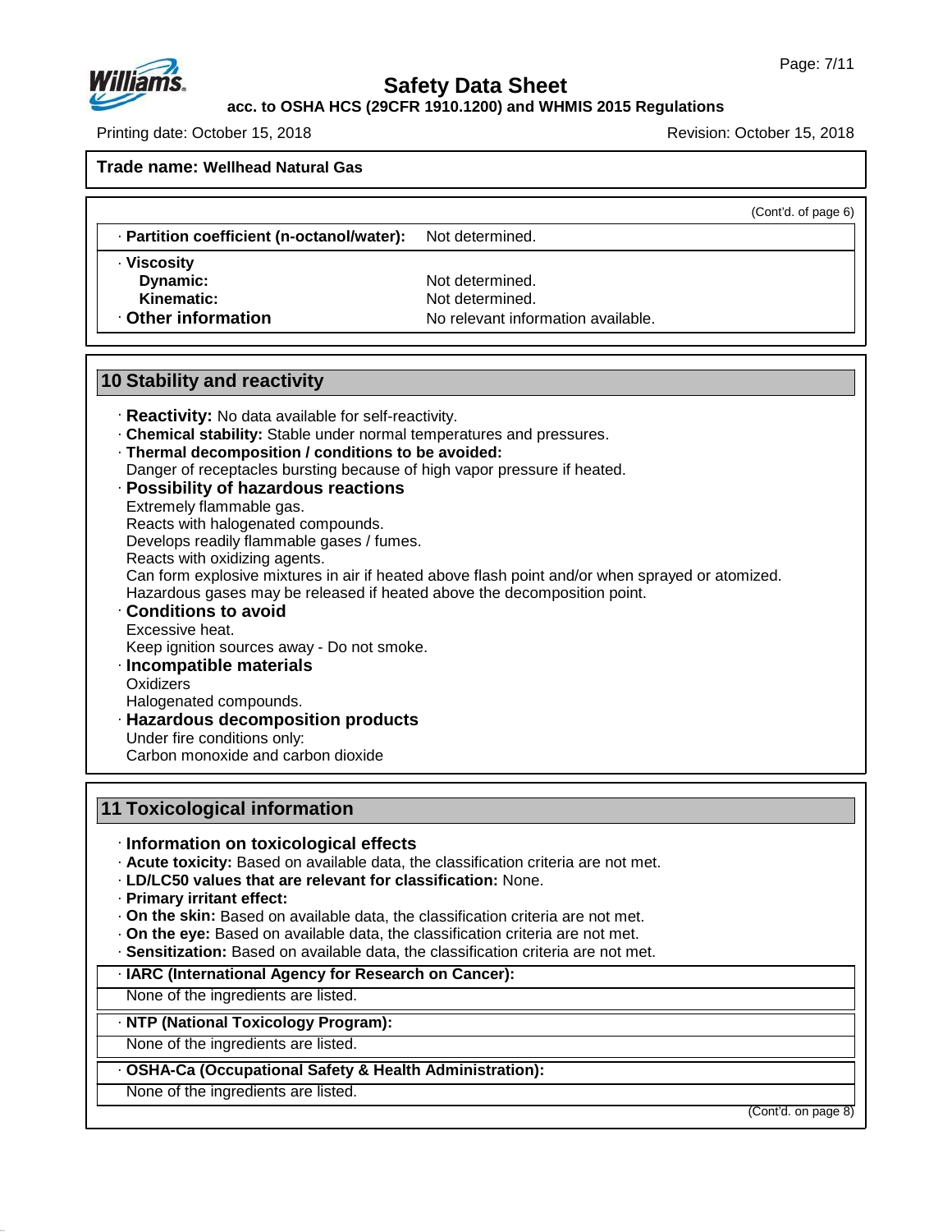**Trade name: Wellhead Natural Gas**

(Cont'd. of page 6)

| · **Partition coefficient (n-octanol/water):** | Not determined. |
|---|---|
| · **Viscosity** | |
| **Dynamic:** | Not determined. |
| **Kinematic:** | Not determined. |
| · **Other information** | No relevant information available. |

## 10 Stability and reactivity

· **Reactivity:** No data available for self-reactivity.

· **Chemical stability:** Stable under normal temperatures and pressures.

· **Thermal decomposition / conditions to be avoided:**
Danger of receptacles bursting because of high vapor pressure if heated.

· **Possibility of hazardous reactions**
Extremely flammable gas.
Reacts with halogenated compounds.
Develops readily flammable gases / fumes.
Reacts with oxidizing agents.
Can form explosive mixtures in air if heated above flash point and/or when sprayed or atomized.
Hazardous gases may be released if heated above the decomposition point.

· **Conditions to avoid**
Excessive heat.
Keep ignition sources away - Do not smoke.

· **Incompatible materials**
Oxidizers
Halogenated compounds.

· **Hazardous decomposition products**
Under fire conditions only:
Carbon monoxide and carbon dioxide

## 11 Toxicological information

· **Information on toxicological effects**

· **Acute toxicity:** Based on available data, the classification criteria are not met.

· **LD/LC50 values that are relevant for classification:** None.

· **Primary irritant effect:**

· **On the skin:** Based on available data, the classification criteria are not met.

· **On the eye:** Based on available data, the classification criteria are not met.

· **Sensitization:** Based on available data, the classification criteria are not met.

· **IARC (International Agency for Research on Cancer):**
None of the ingredients are listed.

· **NTP (National Toxicology Program):**
None of the ingredients are listed.

· **OSHA-Ca (Occupational Safety & Health Administration):**
None of the ingredients are listed.

(Cont'd. on page 8)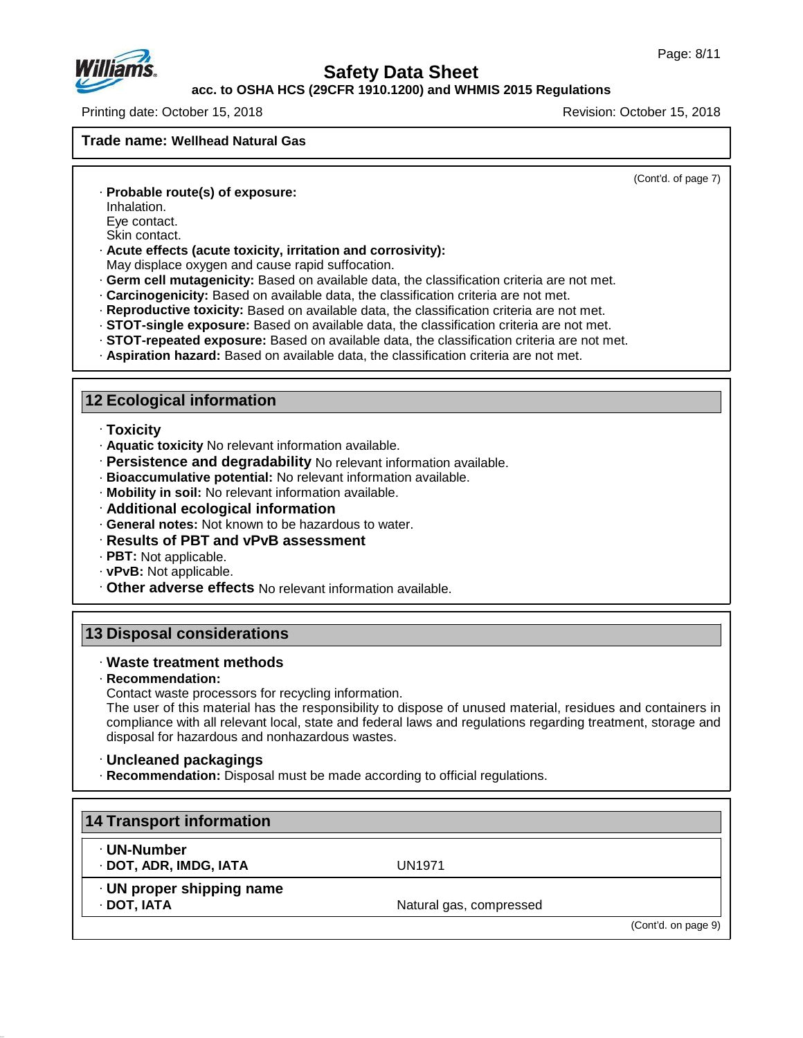**Trade name: Wellhead Natural Gas**

(Cont'd. of page 7)

- **Probable route(s) of exposure:**
  Inhalation.
  Eye contact.
  Skin contact.
- **Acute effects (acute toxicity, irritation and corrosivity):**
  May displace oxygen and cause rapid suffocation.
- **Germ cell mutagenicity:** Based on available data, the classification criteria are not met.
- **Carcinogenicity:** Based on available data, the classification criteria are not met.
- **Reproductive toxicity:** Based on available data, the classification criteria are not met.
- **STOT-single exposure:** Based on available data, the classification criteria are not met.
- **STOT-repeated exposure:** Based on available data, the classification criteria are not met.
- **Aspiration hazard:** Based on available data, the classification criteria are not met.

## 12 Ecological information

- **Toxicity**
- **Aquatic toxicity** No relevant information available.
- **Persistence and degradability** No relevant information available.
- **Bioaccumulative potential:** No relevant information available.
- **Mobility in soil:** No relevant information available.
- **Additional ecological information**
- **General notes:** Not known to be hazardous to water.
- **Results of PBT and vPvB assessment**
- **PBT:** Not applicable.
- **vPvB:** Not applicable.
- **Other adverse effects** No relevant information available.

## 13 Disposal considerations

- **Waste treatment methods**
- **Recommendation:**
  Contact waste processors for recycling information.
  The user of this material has the responsibility to dispose of unused material, residues and containers in compliance with all relevant local, state and federal laws and regulations regarding treatment, storage and disposal for hazardous and nonhazardous wastes.
- **Uncleaned packagings**
- **Recommendation:** Disposal must be made according to official regulations.

## 14 Transport information

| | |
|---|---|
| **UN-Number** | |
| **DOT, ADR, IMDG, IATA** | UN1971 |
| **UN proper shipping name** | |
| **DOT, IATA** | Natural gas, compressed |

(Cont'd. on page 9)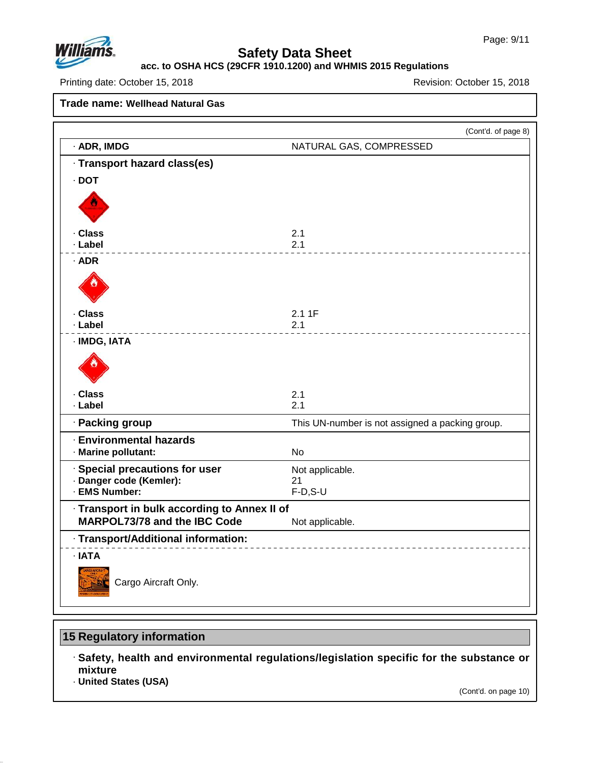**Trade name: Wellhead Natural Gas**

(Cont'd. of page 8)

| | |
|---|---|
| · **ADR, IMDG** | NATURAL GAS, COMPRESSED |

· **Transport hazard class(es)**

· **DOT**

| | |
|---|---|
| · **Class** | 2.1 |
| · **Label** | 2.1 |

· **ADR**

| | |
|---|---|
| · **Class** | 2.1 1F |
| · **Label** | 2.1 |

· **IMDG, IATA**

| | |
|---|---|
| · **Class** | 2.1 |
| · **Label** | 2.1 |

| | |
|---|---|
| · **Packing group** | This UN-number is not assigned a packing group. |
| · **Environmental hazards** | |
| · **Marine pollutant:** | No |
| · **Special precautions for user** | Not applicable. |
| · **Danger code (Kemler):** | 21 |
| · **EMS Number:** | F-D,S-U |
| · **Transport in bulk according to Annex II of MARPOL73/78 and the IBC Code** | Not applicable. |

· **Transport/Additional information:**

· **IATA**

Cargo Aircraft Only.

## 15 Regulatory information

· **Safety, health and environmental regulations/legislation specific for the substance or mixture**

· **United States (USA)**

(Cont'd. on page 10)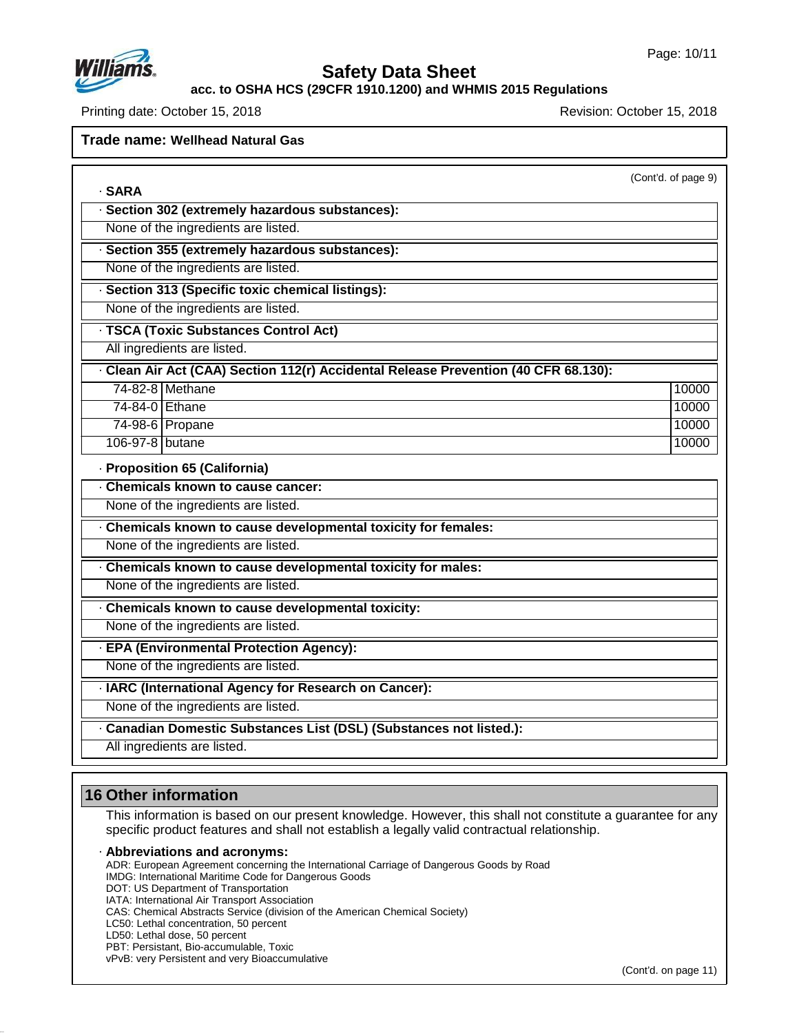**Trade name: Wellhead Natural Gas**

(Cont'd. of page 9)

· **SARA**

· **Section 302 (extremely hazardous substances):**

None of the ingredients are listed.

· **Section 355 (extremely hazardous substances):**

None of the ingredients are listed.

· **Section 313 (Specific toxic chemical listings):**

None of the ingredients are listed.

· **TSCA (Toxic Substances Control Act)**

All ingredients are listed.

· **Clean Air Act (CAA) Section 112(r) Accidental Release Prevention (40 CFR 68.130):**

| | | |
|---|---|---|
| 74-82-8 | Methane | 10000 |
| 74-84-0 | Ethane | 10000 |
| 74-98-6 | Propane | 10000 |
| 106-97-8 | butane | 10000 |

· **Proposition 65 (California)**

· **Chemicals known to cause cancer:**

None of the ingredients are listed.

· **Chemicals known to cause developmental toxicity for females:**

None of the ingredients are listed.

· **Chemicals known to cause developmental toxicity for males:**

None of the ingredients are listed.

· **Chemicals known to cause developmental toxicity:**

None of the ingredients are listed.

· **EPA (Environmental Protection Agency):**

None of the ingredients are listed.

· **IARC (International Agency for Research on Cancer):**

None of the ingredients are listed.

· **Canadian Domestic Substances List (DSL) (Substances not listed.):**

All ingredients are listed.

## 16 Other information

This information is based on our present knowledge. However, this shall not constitute a guarantee for any specific product features and shall not establish a legally valid contractual relationship.

· **Abbreviations and acronyms:**

ADR: European Agreement concerning the International Carriage of Dangerous Goods by Road
IMDG: International Maritime Code for Dangerous Goods
DOT: US Department of Transportation
IATA: International Air Transport Association
CAS: Chemical Abstracts Service (division of the American Chemical Society)
LC50: Lethal concentration, 50 percent
LD50: Lethal dose, 50 percent
PBT: Persistant, Bio-accumulable, Toxic
vPvB: very Persistent and very Bioaccumulative

(Cont'd. on page 11)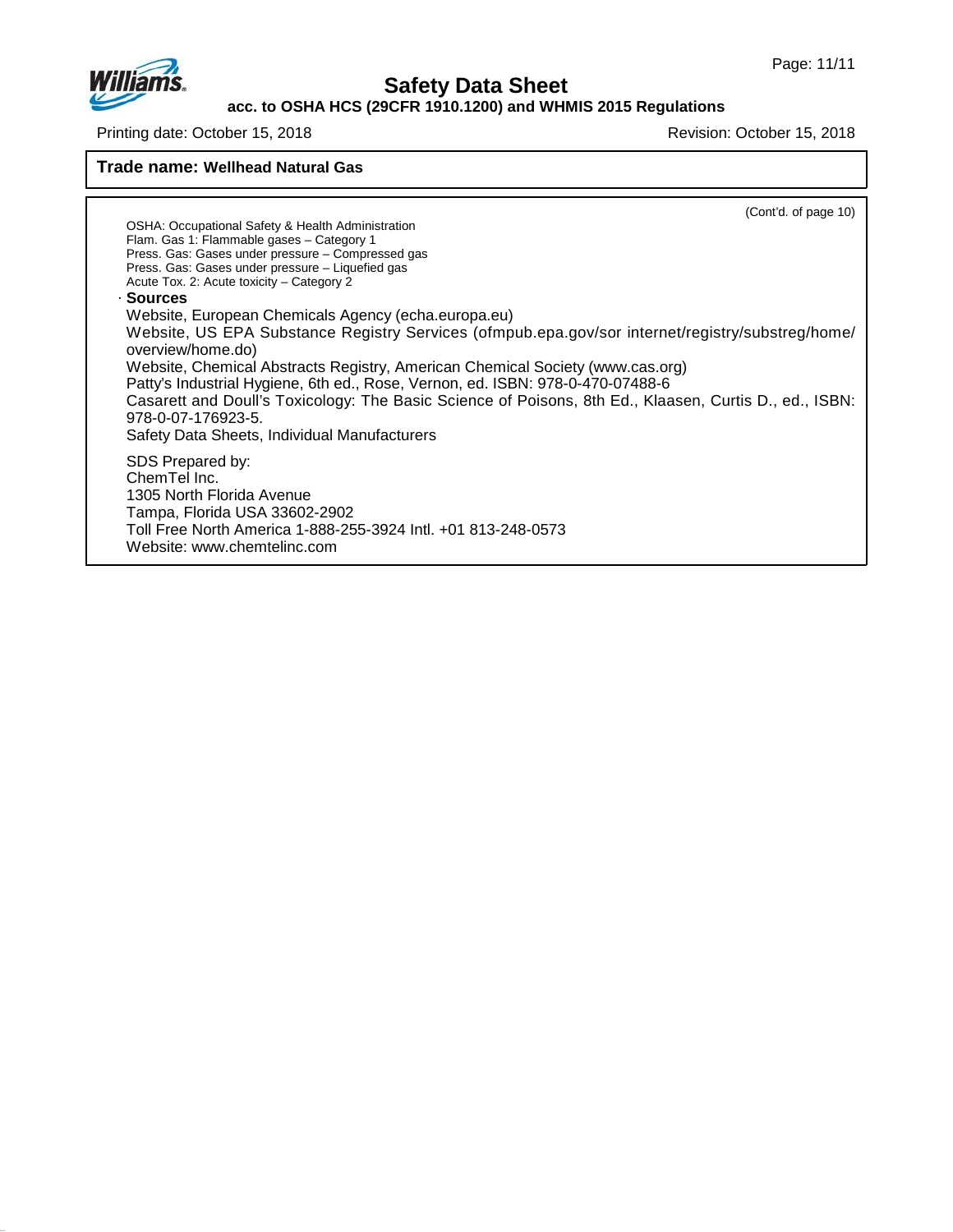**Safety Data Sheet**

**acc. to OSHA HCS (29CFR 1910.1200) and WHMIS 2015 Regulations**

Printing date: October 15, 2018 Revision: October 15, 2018

**Trade name: Wellhead Natural Gas**

(Cont'd. of page 10)

OSHA: Occupational Safety & Health Administration
Flam. Gas 1: Flammable gases – Category 1
Press. Gas: Gases under pressure – Compressed gas
Press. Gas: Gases under pressure – Liquefied gas
Acute Tox. 2: Acute toxicity – Category 2

· **Sources**

Website, European Chemicals Agency (echa.europa.eu)
Website, US EPA Substance Registry Services (ofmpub.epa.gov/sor internet/registry/substreg/home/overview/home.do)
Website, Chemical Abstracts Registry, American Chemical Society (www.cas.org)
Patty's Industrial Hygiene, 6th ed., Rose, Vernon, ed. ISBN: 978-0-470-07488-6
Casarett and Doull's Toxicology: The Basic Science of Poisons, 8th Ed., Klaasen, Curtis D., ed., ISBN: 978-0-07-176923-5.
Safety Data Sheets, Individual Manufacturers

SDS Prepared by:
ChemTel Inc.
1305 North Florida Avenue
Tampa, Florida USA 33602-2902
Toll Free North America 1-888-255-3924 Intl. +01 813-248-0573
Website: www.chemtelinc.com